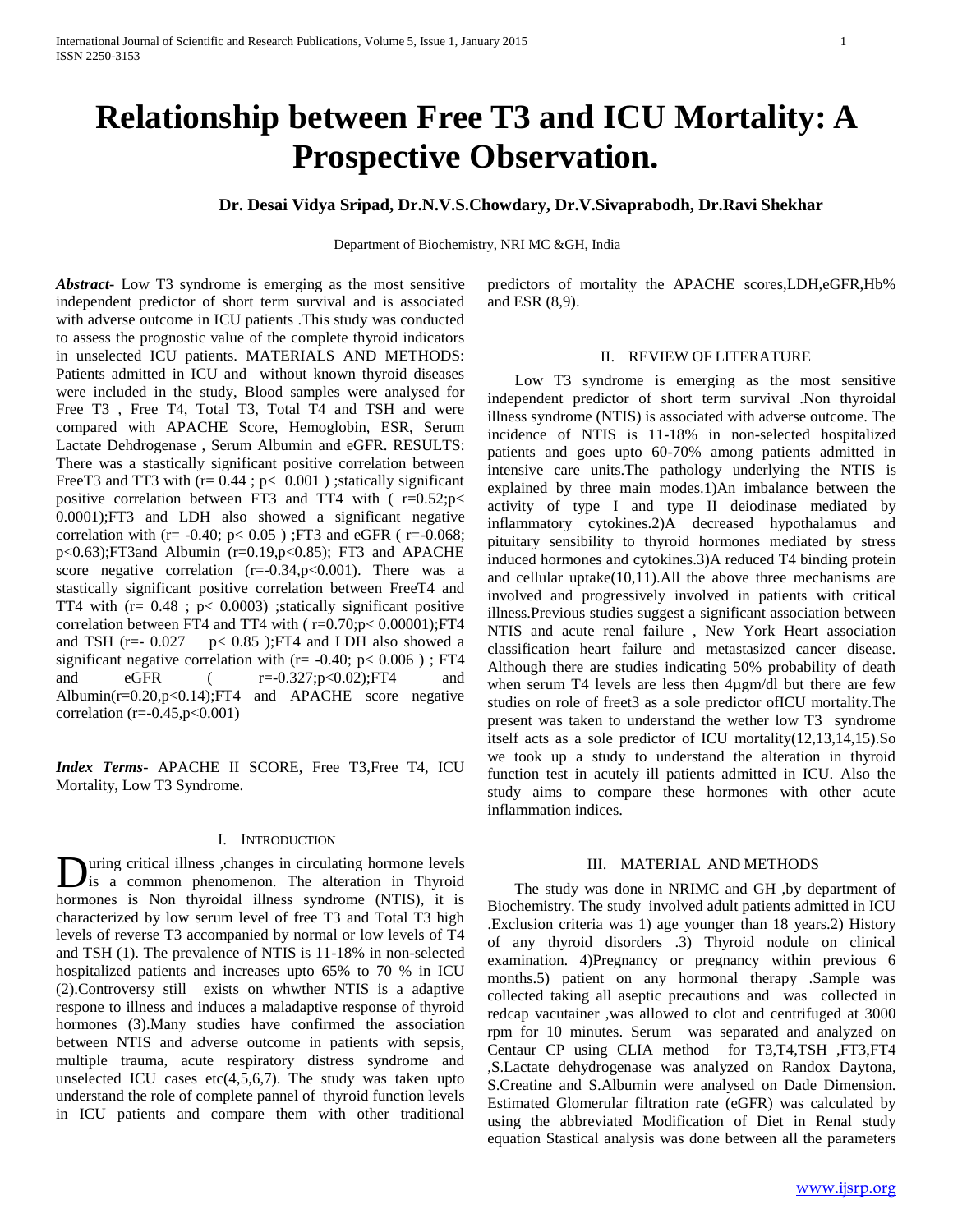# Relationship between Free T3 and ICU Mortality: A Prospective Observation.

**Dr. Desai Vidya Sripad, Dr.N.V.S.Chowdary, Dr.V.Sivaprabodh, Dr.Ravi Shekhar**

Department of Biochemistry, NRI MC &GH, India

***Abstract***- Low T3 syndrome is emerging as the most sensitive independent predictor of short term survival and is associated with adverse outcome in ICU patients .This study was conducted to assess the prognostic value of the complete thyroid indicators in unselected ICU patients. MATERIALS AND METHODS: Patients admitted in ICU and without known thyroid diseases were included in the study, Blood samples were analysed for Free T3 , Free T4, Total T3, Total T4 and TSH and were compared with APACHE Score, Hemoglobin, ESR, Serum Lactate Dehdrogenase , Serum Albumin and eGFR. RESULTS: There was a stastically significant positive correlation between FreeT3 and TT3 with ($r= 0.44$ ; $p< 0.001$ ) ;statically significant positive correlation between FT3 and TT4 with ( $r=0.52;p< 0.0001$);FT3 and LDH also showed a significant negative correlation with ($r= -0.40; p< 0.05$ ) ;FT3 and eGFR ( $r=-0.068; p<0.63$);FT3and Albumin ($r=0.19,p<0.85$); FT3 and APACHE score negative correlation ($r=-0.34,p<0.001$). There was a stastically significant positive correlation between FreeT4 and TT4 with ($r= 0.48$ ; $p< 0.0003$) ;statically significant positive correlation between FT4 and TT4 with ( $r=0.70;p< 0.00001$);FT4 and TSH ($r=- 0.027$ $p< 0.85$ );FT4 and LDH also showed a significant negative correlation with ($r= -0.40; p< 0.006$ ) ; FT4 and eGFR ( $r=-0.327;p<0.02$);FT4 and Albumin($r=0.20,p<0.14$);FT4 and APACHE score negative correlation ($r=-0.45,p<0.001$)

***Index Terms***- APACHE II SCORE, Free T3,Free T4, ICU Mortality, Low T3 Syndrome.

## I. INTRODUCTION

During critical illness ,changes in circulating hormone levels is a common phenomenon. The alteration in Thyroid hormones is Non thyroidal illness syndrome (NTIS), it is characterized by low serum level of free T3 and Total T3 high levels of reverse T3 accompanied by normal or low levels of T4 and TSH (1). The prevalence of NTIS is 11-18% in non-selected hospitalized patients and increases upto 65% to 70 % in ICU (2).Controversy still exists on whwther NTIS is a adaptive respone to illness and induces a maladaptive response of thyroid hormones (3).Many studies have confirmed the association between NTIS and adverse outcome in patients with sepsis, multiple trauma, acute respiratory distress syndrome and unselected ICU cases etc(4,5,6,7). The study was taken upto understand the role of complete pannel of thyroid function levels in ICU patients and compare them with other traditional predictors of mortality the APACHE scores,LDH,eGFR,Hb% and ESR (8,9).

## II. REVIEW OF LITERATURE

Low T3 syndrome is emerging as the most sensitive independent predictor of short term survival .Non thyroidal illness syndrome (NTIS) is associated with adverse outcome. The incidence of NTIS is 11-18% in non-selected hospitalized patients and goes upto 60-70% among patients admitted in intensive care units.The pathology underlying the NTIS is explained by three main modes.1)An imbalance between the activity of type I and type II deiodinase mediated by inflammatory cytokines.2)A decreased hypothalamus and pituitary sensibility to thyroid hormones mediated by stress induced hormones and cytokines.3)A reduced T4 binding protein and cellular uptake(10,11).All the above three mechanisms are involved and progressively involved in patients with critical illness.Previous studies suggest a significant association between NTIS and acute renal failure , New York Heart association classification heart failure and metastasized cancer disease. Although there are studies indicating 50% probability of death when serum T4 levels are less then 4μgm/dl but there are few studies on role of freet3 as a sole predictor ofICU mortality.The present was taken to understand the wether low T3 syndrome itself acts as a sole predictor of ICU mortality(12,13,14,15).So we took up a study to understand the alteration in thyroid function test in acutely ill patients admitted in ICU. Also the study aims to compare these hormones with other acute inflammation indices.

## III. MATERIAL AND METHODS

The study was done in NRIMC and GH ,by department of Biochemistry. The study involved adult patients admitted in ICU .Exclusion criteria was 1) age younger than 18 years.2) History of any thyroid disorders .3) Thyroid nodule on clinical examination. 4)Pregnancy or pregnancy within previous 6 months.5) patient on any hormonal therapy .Sample was collected taking all aseptic precautions and was collected in redcap vacutainer ,was allowed to clot and centrifuged at 3000 rpm for 10 minutes. Serum was separated and analyzed on Centaur CP using CLIA method for T3,T4,TSH ,FT3,FT4 ,S.Lactate dehydrogenase was analyzed on Randox Daytona, S.Creatine and S.Albumin were analysed on Dade Dimension. Estimated Glomerular filtration rate (eGFR) was calculated by using the abbreviated Modification of Diet in Renal study equation Stastical analysis was done between all the parameters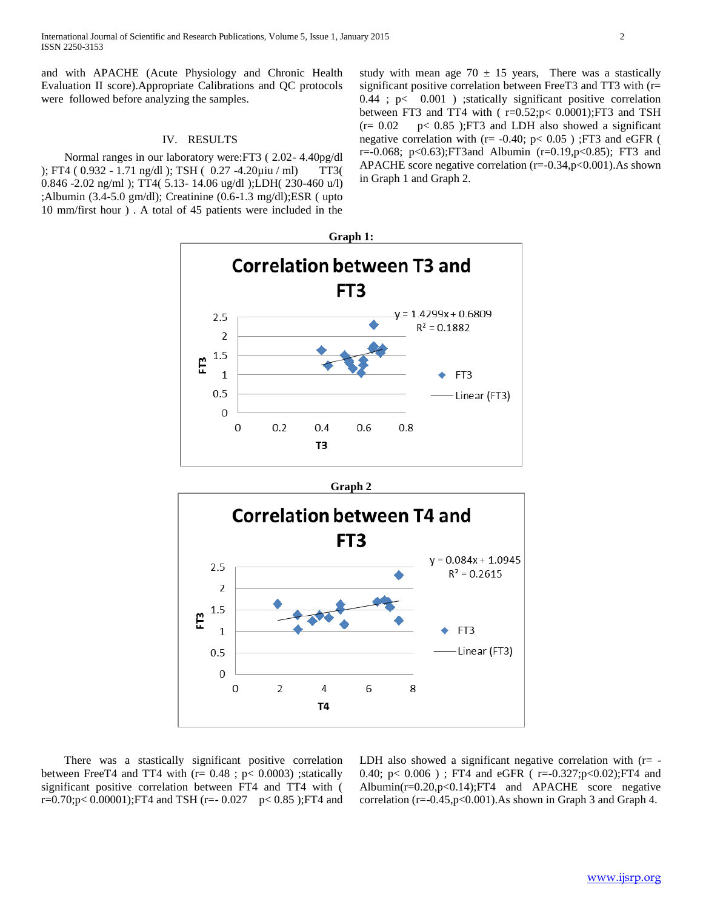and with APACHE (Acute Physiology and Chronic Health Evaluation II score).Appropriate Calibrations and QC protocols were followed before analyzing the samples.

## IV. RESULTS

Normal ranges in our laboratory were:FT3 ( 2.02- 4.40pg/dl ); FT4 ( 0.932 - 1.71 ng/dl ); TSH ( 0.27 -4.20µiu / ml) TT3( 0.846 -2.02 ng/ml ); TT4( 5.13- 14.06 ug/dl );LDH( 230-460 u/l) ;Albumin (3.4-5.0 gm/dl); Creatinine (0.6-1.3 mg/dl);ESR ( upto 10 mm/first hour ) . A total of 45 patients were included in the study with mean age 70 ± 15 years, There was a stastically significant positive correlation between FreeT3 and TT3 with (r= 0.44 ; p< 0.001 ) ;statically significant positive correlation between FT3 and TT4 with ( r=0.52;p< 0.0001);FT3 and TSH (r= 0.02 p< 0.85 );FT3 and LDH also showed a significant negative correlation with (r= -0.40; p< 0.05 ) ;FT3 and eGFR ( r=-0.068; p<0.63);FT3and Albumin (r=0.19,p<0.85); FT3 and APACHE score negative correlation (r=-0.34,p<0.001).As shown in Graph 1 and Graph 2.

**Graph 1:**

Correlation between T3 and FT3

y = 1.4299x + 0.6809
$R^2$ = 0.1882

FT3

Linear (FT3)

T3

**Graph 2**

Correlation between T4 and FT3

y = 0.084x + 1.0945
$R^2$ = 0.2615

FT3

Linear (FT3)

T4

There was a stastically significant positive correlation between FreeT4 and TT4 with (r= 0.48 ; p< 0.0003) ;statically significant positive correlation between FT4 and TT4 with ( r=0.70;p< 0.00001);FT4 and TSH (r=- 0.027 p< 0.85 );FT4 and LDH also showed a significant negative correlation with (r= -0.40; p< 0.006 ) ; FT4 and eGFR ( r=-0.327;p<0.02);FT4 and Albumin(r=0.20,p<0.14);FT4 and APACHE score negative correlation (r=-0.45,p<0.001).As shown in Graph 3 and Graph 4.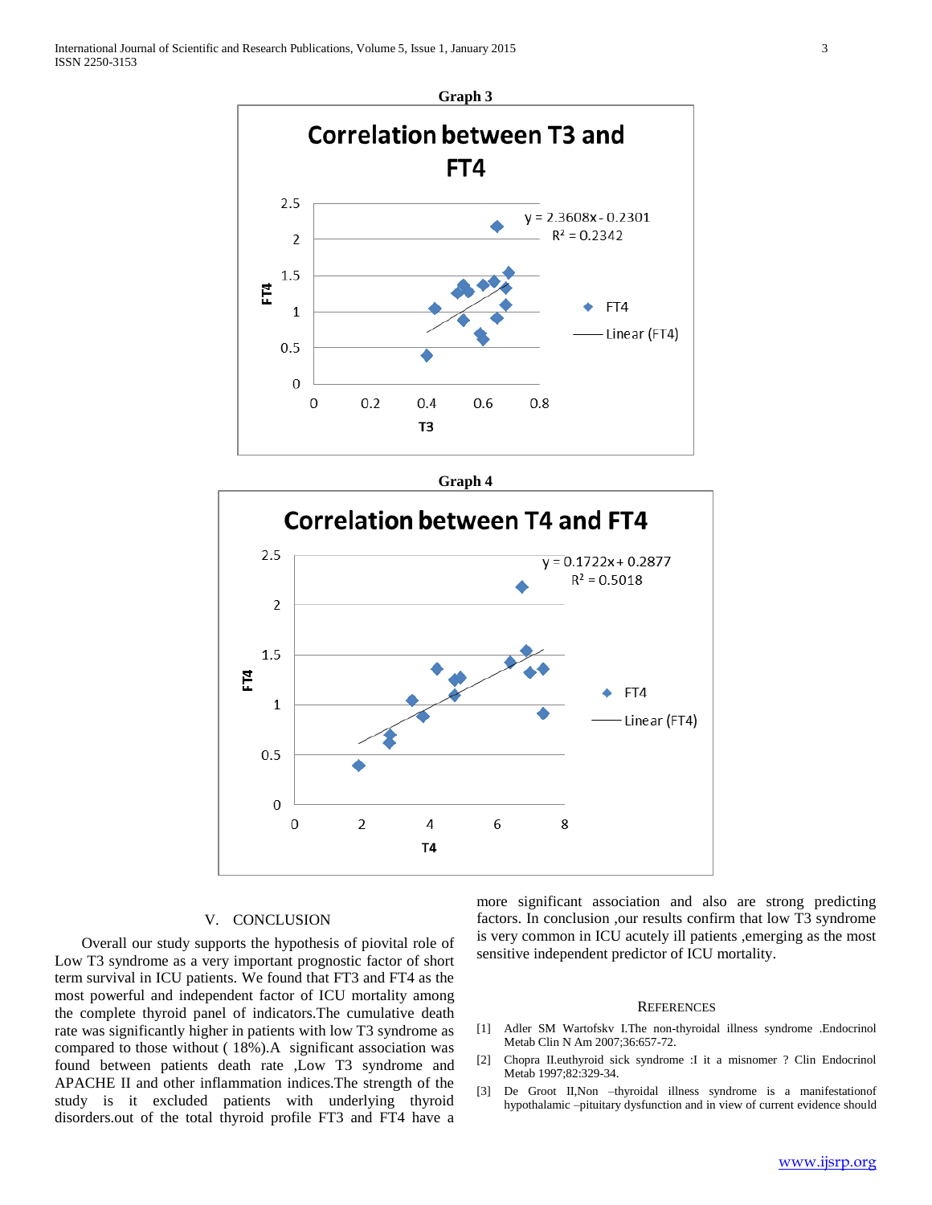**Graph 3**

Correlation between T3 and FT4

y = 2.3608x - 0.2301
$R^2$ = 0.2342

FT4

Linear (FT4)

2.5
2
1.5
1
0.5
0

0
0.2
0.4
0.6
0.8

T3

**Graph 4**

Correlation between T4 and FT4

y = 0.1722x + 0.2877
$R^2$ = 0.5018

FT4

Linear (FT4)

2.5
2
1.5
1
0.5
0

0
2
4
6
8

T4

## V. CONCLUSION

Overall our study supports the hypothesis of piovital role of Low T3 syndrome as a very important prognostic factor of short term survival in ICU patients. We found that FT3 and FT4 as the most powerful and independent factor of ICU mortality among the complete thyroid panel of indicators.The cumulative death rate was significantly higher in patients with low T3 syndrome as compared to those without ( 18%).A significant association was found between patients death rate ,Low T3 syndrome and APACHE II and other inflammation indices.The strength of the study is it excluded patients with underlying thyroid disorders.out of the total thyroid profile FT3 and FT4 have a more significant association and also are strong predicting factors. In conclusion ,our results confirm that low T3 syndrome is very common in ICU acutely ill patients ,emerging as the most sensitive independent predictor of ICU mortality.

## REFERENCES

[1] Adler SM Wartofskv I.The non-thyroidal illness syndrome .Endocrinol Metab Clin N Am 2007;36:657-72.

[2] Chopra II.euthyroid sick syndrome :I it a misnomer ? Clin Endocrinol Metab 1997;82:329-34.

[3] De Groot II,Non –thyroidal illness syndrome is a manifestationof hypothalamic –pituitary dysfunction and in view of current evidence should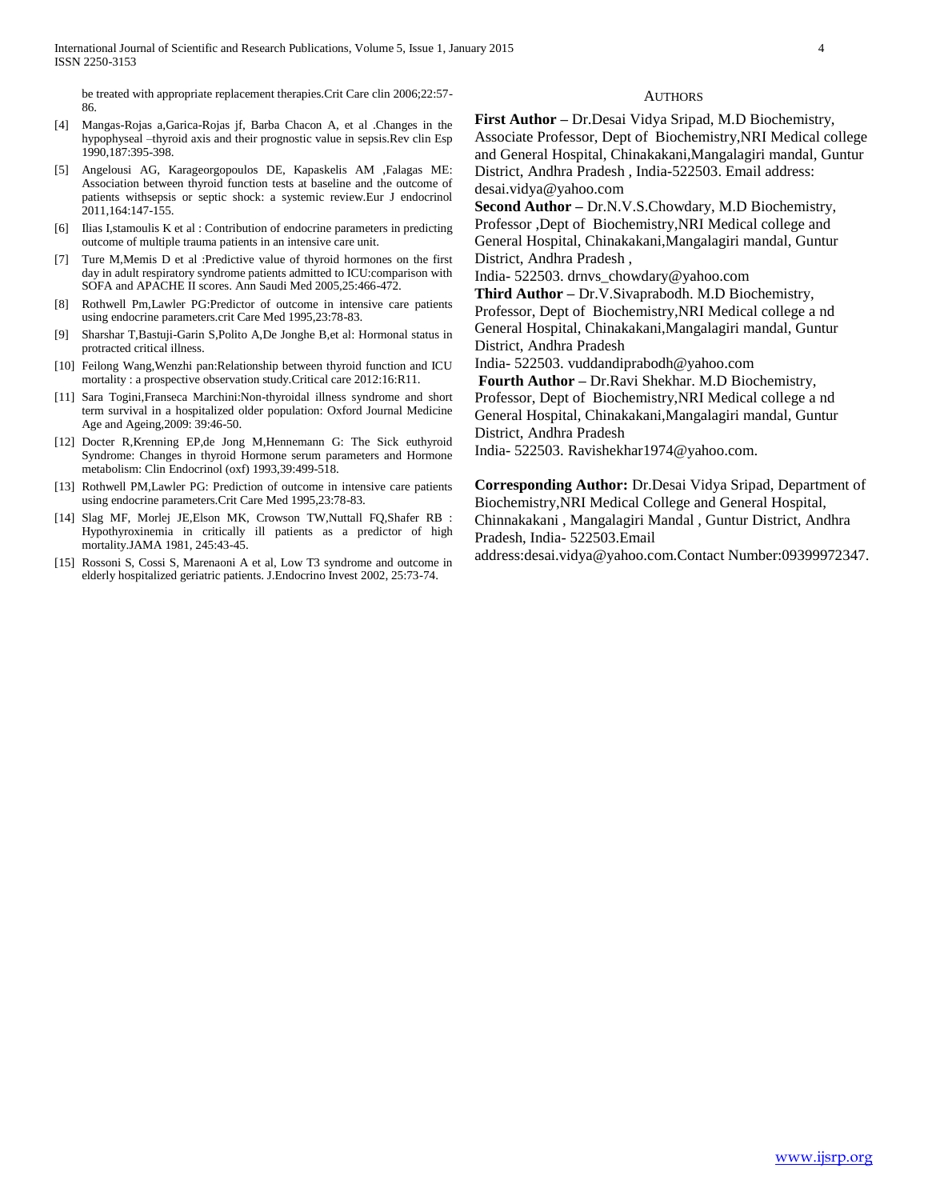be treated with appropriate replacement therapies.Crit Care clin 2006;22:57-86.

[4] Mangas-Rojas a,Garica-Rojas jf, Barba Chacon A, et al .Changes in the hypophyseal –thyroid axis and their prognostic value in sepsis.Rev clin Esp 1990,187:395-398.

[5] Angelousi AG, Karageorgopoulos DE, Kapaskelis AM ,Falagas ME: Association between thyroid function tests at baseline and the outcome of patients withsepsis or septic shock: a systemic review.Eur J endocrinol 2011,164:147-155.

[6] Ilias I,stamoulis K et al : Contribution of endocrine parameters in predicting outcome of multiple trauma patients in an intensive care unit.

[7] Ture M,Memis D et al :Predictive value of thyroid hormones on the first day in adult respiratory syndrome patients admitted to ICU:comparison with SOFA and APACHE II scores. Ann Saudi Med 2005,25:466-472.

[8] Rothwell Pm,Lawler PG:Predictor of outcome in intensive care patients using endocrine parameters.crit Care Med 1995,23:78-83.

[9] Sharshar T,Bastuji-Garin S,Polito A,De Jonghe B,et al: Hormonal status in protracted critical illness.

[10] Feilong Wang,Wenzhi pan:Relationship between thyroid function and ICU mortality : a prospective observation study.Critical care 2012:16:R11.

[11] Sara Togini,Franseca Marchini:Non-thyroidal illness syndrome and short term survival in a hospitalized older population: Oxford Journal Medicine Age and Ageing,2009: 39:46-50.

[12] Docter R,Krenning EP,de Jong M,Hennemann G: The Sick euthyroid Syndrome: Changes in thyroid Hormone serum parameters and Hormone metabolism: Clin Endocrinol (oxf) 1993,39:499-518.

[13] Rothwell PM,Lawler PG: Prediction of outcome in intensive care patients using endocrine parameters.Crit Care Med 1995,23:78-83.

[14] Slag MF, Morlej JE,Elson MK, Crowson TW,Nuttall FQ,Shafer RB : Hypothyroxinemia in critically ill patients as a predictor of high mortality.JAMA 1981, 245:43-45.

[15] Rossoni S, Cossi S, Marenaoni A et al, Low T3 syndrome and outcome in elderly hospitalized geriatric patients. J.Endocrino Invest 2002, 25:73-74.

## AUTHORS

**First Author –** Dr.Desai Vidya Sripad, M.D Biochemistry, Associate Professor, Dept of Biochemistry,NRI Medical college and General Hospital, Chinakakani,Mangalagiri mandal, Guntur District, Andhra Pradesh , India-522503. Email address: desai.vidya@yahoo.com

**Second Author –** Dr.N.V.S.Chowdary, M.D Biochemistry, Professor ,Dept of Biochemistry,NRI Medical college and General Hospital, Chinakakani,Mangalagiri mandal, Guntur District, Andhra Pradesh , India- 522503. drnvs_chowdary@yahoo.com

**Third Author –** Dr.V.Sivaprabodh. M.D Biochemistry, Professor, Dept of Biochemistry,NRI Medical college a nd General Hospital, Chinakakani,Mangalagiri mandal, Guntur District, Andhra Pradesh India- 522503. vuddandiprabodh@yahoo.com

**Fourth Author –** Dr.Ravi Shekhar. M.D Biochemistry, Professor, Dept of Biochemistry,NRI Medical college a nd General Hospital, Chinakakani,Mangalagiri mandal, Guntur District, Andhra Pradesh India- 522503. Ravishekhar1974@yahoo.com.

**Corresponding Author:** Dr.Desai Vidya Sripad, Department of Biochemistry,NRI Medical College and General Hospital, Chinnakakani , Mangalagiri Mandal , Guntur District, Andhra Pradesh, India- 522503.Email address:desai.vidya@yahoo.com.Contact Number:09399972347.